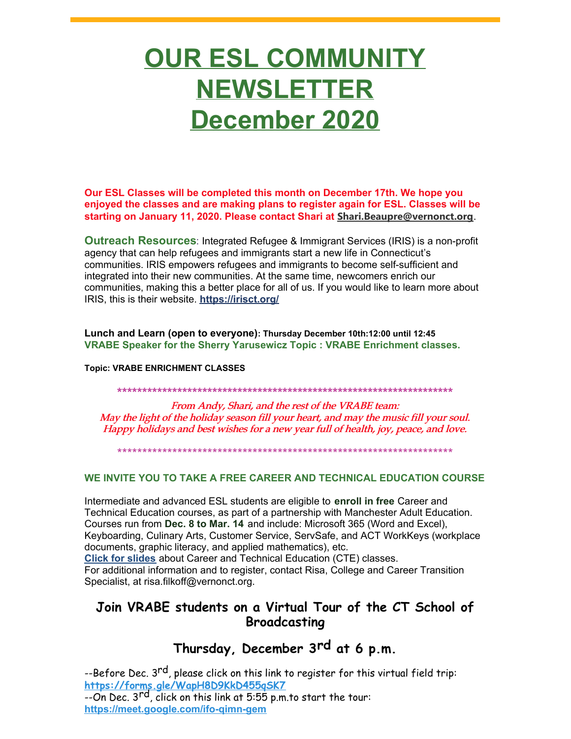# OUR ESL COMMUNITY NEWSLETTER December 2020

**Our ESL Classes will be completed this month on December 17th. We hope you enjoyed the classes and are making plans to register again for ESL. Classes will be starting on January 11, 2020. Please contact Shari at Shari.Beaupre@vernonct.org.**

**Outreach Resources**: Integrated Refugee & Immigrant Services (IRIS) is a non-profit agency that can help refugees and immigrants start a new life in Connecticut's communities. IRIS empowers refugees and immigrants to become self-sufficient and integrated into their new communities. At the same time, newcomers enrich our communities, making this a better place for all of us. If you would like to learn more about IRIS, this is their website. **https://irisct.org/**

**Lunch and Learn (open to everyone): Thursday December 10th:12:00 until 12:45**
**VRABE Speaker for the Sherry Yarusewicz Topic : VRABE Enrichment classes.**

**Topic: VRABE ENRICHMENT CLASSES**

*********************************************************************

*From Andy, Shari, and the rest of the VRABE team:*
*May the light of the holiday season fill your heart, and may the music fill your soul.*
*Happy holidays and best wishes for a new year full of health, joy, peace, and love.*

*********************************************************************

**WE INVITE YOU TO TAKE A FREE CAREER AND TECHNICAL EDUCATION COURSE**

Intermediate and advanced ESL students are eligible to **enroll in free** Career and Technical Education courses, as part of a partnership with Manchester Adult Education. Courses run from **Dec. 8 to Mar. 14** and include: Microsoft 365 (Word and Excel), Keyboarding, Culinary Arts, Customer Service, ServSafe, and ACT WorkKeys (workplace documents, graphic literacy, and applied mathematics), etc.
**Click for slides** about Career and Technical Education (CTE) classes.
For additional information and to register, contact Risa, College and Career Transition Specialist, at risa.filkoff@vernonct.org.

## Join VRABE students on a Virtual Tour of the CT School of Broadcasting

## Thursday, December 3rd at 6 p.m.

--Before Dec. 3rd, please click on this link to register for this virtual field trip: **https://forms.gle/WapH8D9KkD455qSK7**
--On Dec. 3rd, click on this link at 5:55 p.m.to start the tour: **https://meet.google.com/ifo-qimn-gem**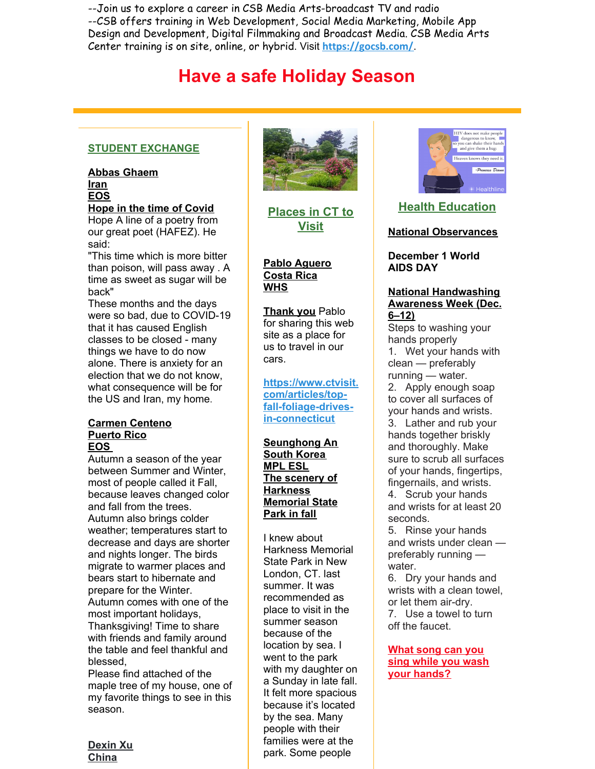--Join us to explore a career in CSB Media Arts-broadcast TV and radio
--CSB offers training in Web Development, Social Media Marketing, Mobile App Design and Development, Digital Filmmaking and Broadcast Media. CSB Media Arts Center training is on site, online, or hybrid. Visit https://gocsb.com/.

# Have a safe Holiday Season

## STUDENT EXCHANGE

**Abbas Ghaem**
**Iran**
**EOS**
**Hope in the time of Covid**

Hope A line of a poetry from our great poet (HAFEZ). He said:
"This time which is more bitter than poison, will pass away . A time as sweet as sugar will be back"
These months and the days were so bad, due to COVID-19 that it has caused English classes to be closed - many things we have to do now alone. There is anxiety for an election that we do not know, what consequence will be for the US and Iran, my home.

**Carmen Centeno**
**Puerto Rico**
**EOS**

Autumn a season of the year between Summer and Winter, most of people called it Fall, because leaves changed color and fall from the trees.
Autumn also brings colder weather; temperatures start to decrease and days are shorter and nights longer. The birds migrate to warmer places and bears start to hibernate and prepare for the Winter.
Autumn comes with one of the most important holidays, Thanksgiving! Time to share with friends and family around the table and feel thankful and blessed,
Please find attached of the maple tree of my house, one of my favorite things to see in this season.

**Dexin Xu**
**China**

## Places in CT to Visit

**Pablo Aguero**
**Costa Rica**
**WHS**

**Thank you** Pablo for sharing this web site as a place for us to travel in our cars.

https://www.ctvisit.com/articles/top-fall-foliage-drives-in-connecticut

**Seunghong An**
**South Korea**
**MPL ESL**
**The scenery of Harkness Memorial State Park in fall**

I knew about Harkness Memorial State Park in New London, CT. last summer. It was recommended as place to visit in the summer season because of the location by sea. I went to the park with my daughter on a Sunday in late fall. It felt more spacious because it's located by the sea. Many people with their families were at the park. Some people

## Health Education

**National Observances**

**December 1 World AIDS DAY**

**National Handwashing Awareness Week (Dec. 6–12)**

Steps to washing your hands properly

1. Wet your hands with clean — preferably running — water.
2. Apply enough soap to cover all surfaces of your hands and wrists.
3. Lather and rub your hands together briskly and thoroughly. Make sure to scrub all surfaces of your hands, fingertips, fingernails, and wrists.
4. Scrub your hands and wrists for at least 20 seconds.
5. Rinse your hands and wrists under clean — preferably running — water.
6. Dry your hands and wrists with a clean towel, or let them air-dry.
7. Use a towel to turn off the faucet.

**What song can you sing while you wash your hands?**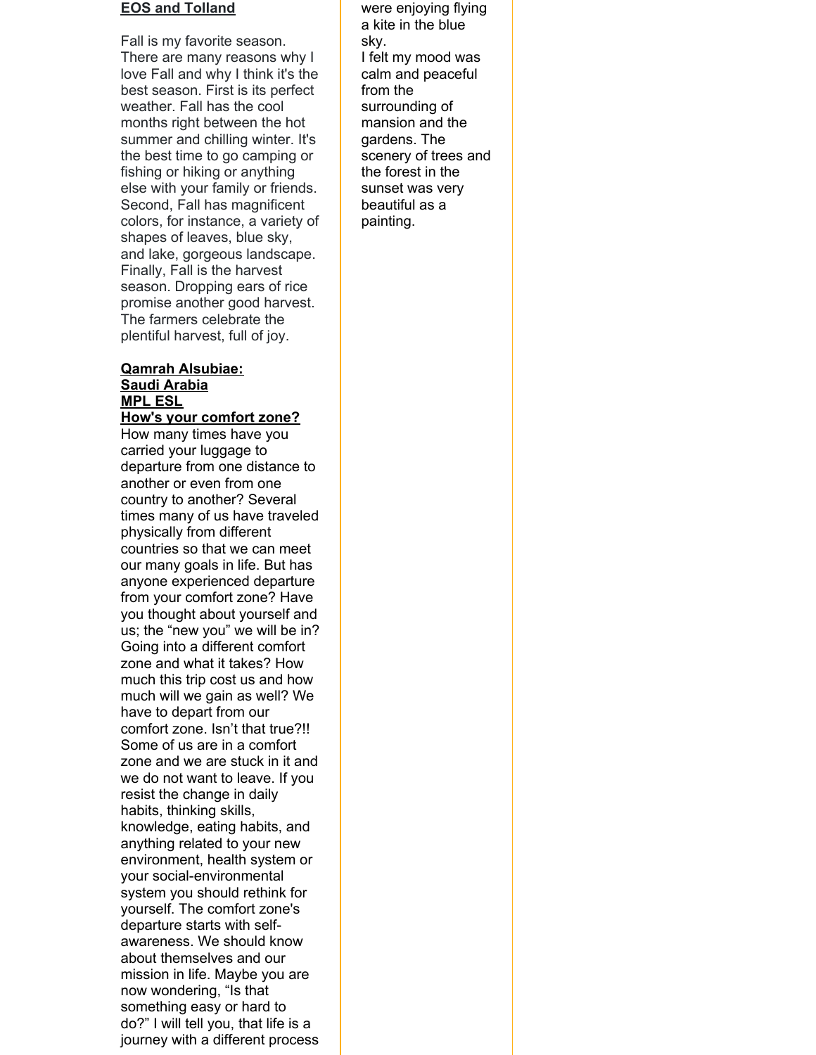**EOS and Tolland**

Fall is my favorite season. There are many reasons why I love Fall and why I think it's the best season. First is its perfect weather. Fall has the cool months right between the hot summer and chilling winter. It's the best time to go camping or fishing or hiking or anything else with your family or friends. Second, Fall has magnificent colors, for instance, a variety of shapes of leaves, blue sky, and lake, gorgeous landscape. Finally, Fall is the harvest season. Dropping ears of rice promise another good harvest. The farmers celebrate the plentiful harvest, full of joy.

**Qamrah Alsubiae:**
**Saudi Arabia**
**MPL ESL**
**How's your comfort zone?**

How many times have you carried your luggage to departure from one distance to another or even from one country to another? Several times many of us have traveled physically from different countries so that we can meet our many goals in life. But has anyone experienced departure from your comfort zone? Have you thought about yourself and us; the "new you" we will be in? Going into a different comfort zone and what it takes? How much this trip cost us and how much will we gain as well? We have to depart from our comfort zone. Isn't that true?!! Some of us are in a comfort zone and we are stuck in it and we do not want to leave. If you resist the change in daily habits, thinking skills, knowledge, eating habits, and anything related to your new environment, health system or your social-environmental system you should rethink for yourself. The comfort zone's departure starts with self-awareness. We should know about themselves and our mission in life. Maybe you are now wondering, "Is that something easy or hard to do?" I will tell you, that life is a journey with a different process

were enjoying flying a kite in the blue sky.
I felt my mood was calm and peaceful from the surrounding of mansion and the gardens. The scenery of trees and the forest in the sunset was very beautiful as a painting.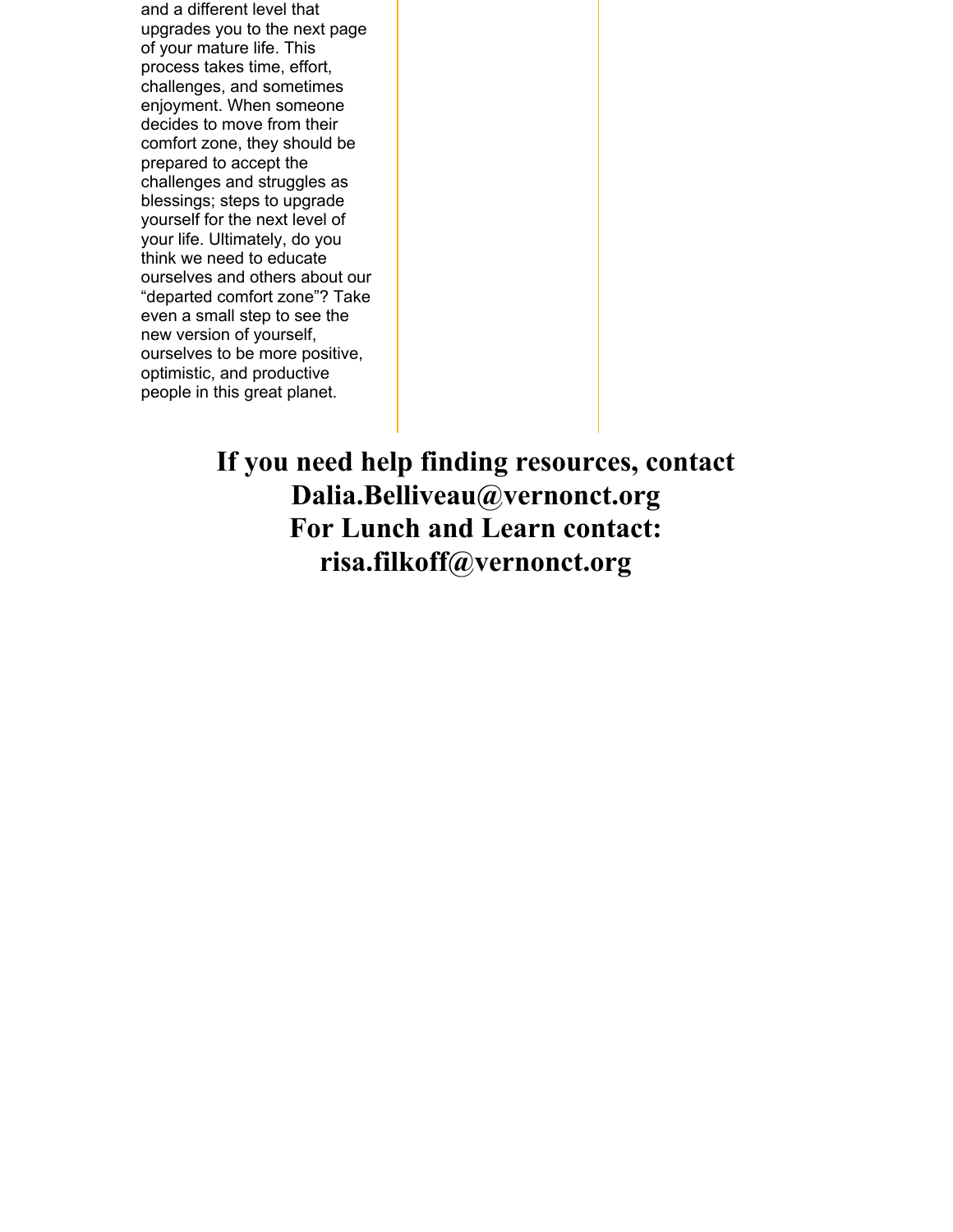and a different level that upgrades you to the next page of your mature life. This process takes time, effort, challenges, and sometimes enjoyment. When someone decides to move from their comfort zone, they should be prepared to accept the challenges and struggles as blessings; steps to upgrade yourself for the next level of your life. Ultimately, do you think we need to educate ourselves and others about our "departed comfort zone"? Take even a small step to see the new version of yourself, ourselves to be more positive, optimistic, and productive people in this great planet.

**If you need help finding resources, contact Dalia.Belliveau@vernonct.org**
**For Lunch and Learn contact: risa.filkoff@vernonct.org**